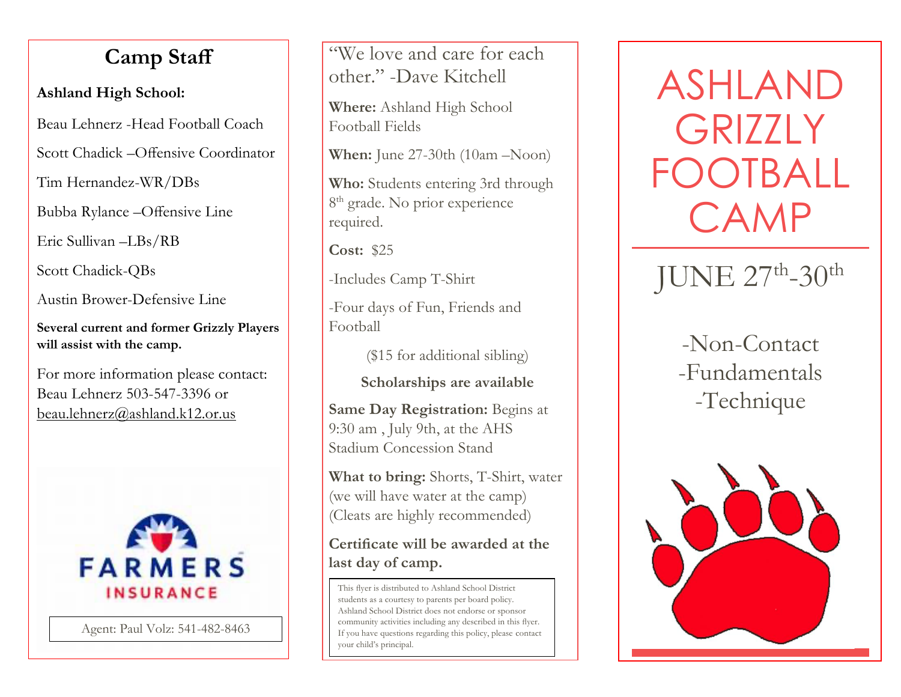## Camp Staff

**Ashland High School:**

Beau Lehnerz -Head Football Coach

Scott Chadick –Offensive Coordinator

Tim Hernandez-WR/DBs

Bubba Rylance –Offensive Line

Eric Sullivan –LBs/RB

Scott Chadick-QBs

Austin Brower-Defensive Line

**Several current and former Grizzly Players will assist with the camp.**

For more information please contact: Beau Lehnerz 503-547-3396 or beau.lehnerz@ashland.k12.or.us

FARMERS INSURANCE

Agent: Paul Volz: 541-482-8463

"We love and care for each other." -Dave Kitchell

**Where:** Ashland High School Football Fields

**When:** June 27-30th (10am –Noon)

**Who:** Students entering 3rd through 8th grade. No prior experience required.

**Cost:** $25

-Includes Camp T-Shirt

-Four days of Fun, Friends and Football

($15 for additional sibling)

**Scholarships are available**

**Same Day Registration:** Begins at 9:30 am , July 9th, at the AHS Stadium Concession Stand

**What to bring:** Shorts, T-Shirt, water (we will have water at the camp) (Cleats are highly recommended)

**Certificate will be awarded at the last day of camp.**

This flyer is distributed to Ashland School District students as a courtesy to parents per board policy. Ashland School District does not endorse or sponsor community activities including any described in this flyer. If you have questions regarding this policy, please contact your child's principal.

# ASHLAND GRIZZLY FOOTBALL CAMP

## JUNE 27th-30th

-Non-Contact
-Fundamentals
-Technique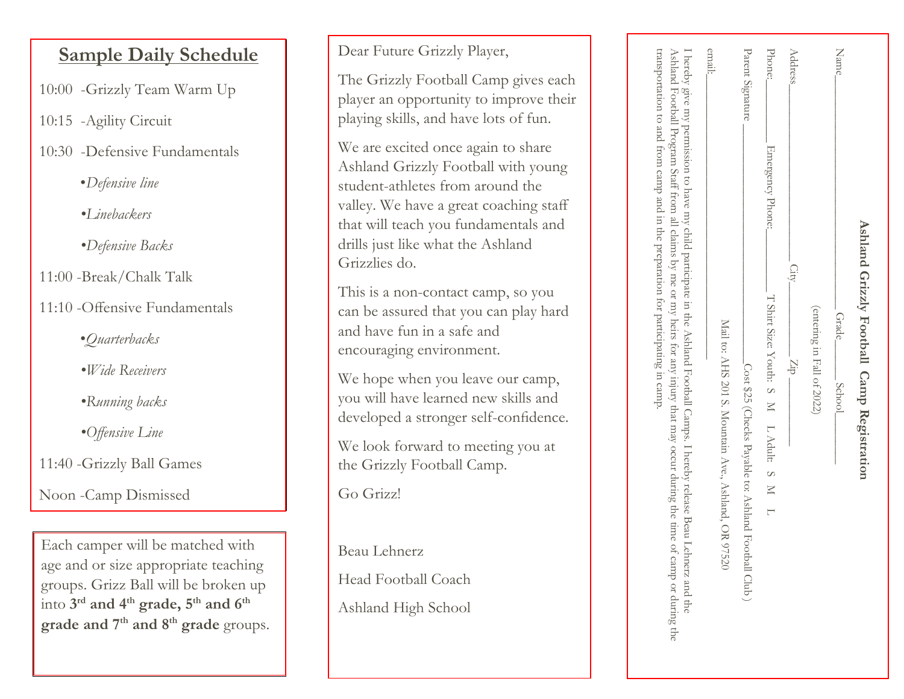## Sample Daily Schedule

10:00 -Grizzly Team Warm Up

10:15 -Agility Circuit

10:30 -Defensive Fundamentals

- *Defensive line*
- *Linebackers*
- *Defensive Backs*

11:00 -Break/Chalk Talk

11:10 -Offensive Fundamentals

- *Quarterbacks*
- *Wide Receivers*
- *Running backs*
- *Offensive Line*

11:40 -Grizzly Ball Games

Noon -Camp Dismissed

Each camper will be matched with age and or size appropriate teaching groups. Grizz Ball will be broken up into **3rd and 4th grade, 5th and 6th grade and 7th and 8th grade** groups.

Dear Future Grizzly Player,

The Grizzly Football Camp gives each player an opportunity to improve their playing skills, and have lots of fun.

We are excited once again to share Ashland Grizzly Football with young student-athletes from around the valley. We have a great coaching staff that will teach you fundamentals and drills just like what the Ashland Grizzlies do.

This is a non-contact camp, so you can be assured that you can play hard and have fun in a safe and encouraging environment.

We hope when you leave our camp, you will have learned new skills and developed a stronger self-confidence.

We look forward to meeting you at the Grizzly Football Camp.

Go Grizz!

Beau Lehnerz

Head Football Coach

Ashland High School

## Ashland Grizzly Football Camp Registration

Name________________________________ Grade______ School______________

(entering in Fall of 2022)

Address____________________________ City__________ Zip __________

Phone:__________ Emergency Phone:__________ T Shirt Size: Youth: S M L Adult: S M L

Parent Signature ____________________ Cost $25 (Checks Payable to: Ashland Football Club )

email:____________________ Mail to: AHS 201 S. Mountain Ave., Ashland, OR 97520

I hereby give my permission to have my child participate in the Ashland Football Camps. I hereby release Beau Lehnerz and the Ashland Football Program Staff from all claims by me or my heirs for any injury that may occur during the time of camp or during the transportation to and from camp and in the preparation for participating in camp.